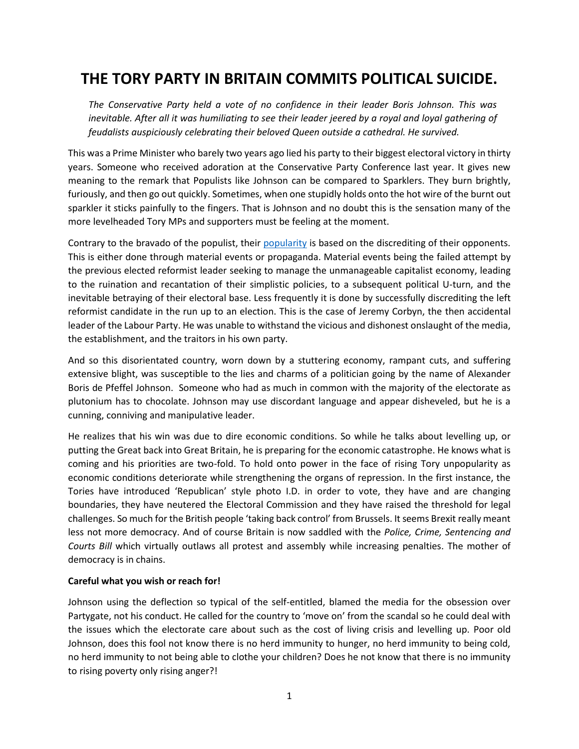# THE TORY PARTY IN BRITAIN COMMITS POLITICAL SUICIDE.

*The Conservative Party held a vote of no confidence in their leader Boris Johnson. This was inevitable. After all it was humiliating to see their leader jeered by a royal and loyal gathering of feudalists auspiciously celebrating their beloved Queen outside a cathedral. He survived.*

This was a Prime Minister who barely two years ago lied his party to their biggest electoral victory in thirty years. Someone who received adoration at the Conservative Party Conference last year. It gives new meaning to the remark that Populists like Johnson can be compared to Sparklers. They burn brightly, furiously, and then go out quickly. Sometimes, when one stupidly holds onto the hot wire of the burnt out sparkler it sticks painfully to the fingers. That is Johnson and no doubt this is the sensation many of the more levelheaded Tory MPs and supporters must be feeling at the moment.

Contrary to the bravado of the populist, their popularity is based on the discrediting of their opponents. This is either done through material events or propaganda. Material events being the failed attempt by the previous elected reformist leader seeking to manage the unmanageable capitalist economy, leading to the ruination and recantation of their simplistic policies, to a subsequent political U-turn, and the inevitable betraying of their electoral base. Less frequently it is done by successfully discrediting the left reformist candidate in the run up to an election. This is the case of Jeremy Corbyn, the then accidental leader of the Labour Party. He was unable to withstand the vicious and dishonest onslaught of the media, the establishment, and the traitors in his own party.

And so this disorientated country, worn down by a stuttering economy, rampant cuts, and suffering extensive blight, was susceptible to the lies and charms of a politician going by the name of Alexander Boris de Pfeffel Johnson. Someone who had as much in common with the majority of the electorate as plutonium has to chocolate. Johnson may use discordant language and appear disheveled, but he is a cunning, conniving and manipulative leader.

He realizes that his win was due to dire economic conditions. So while he talks about levelling up, or putting the Great back into Great Britain, he is preparing for the economic catastrophe. He knows what is coming and his priorities are two-fold. To hold onto power in the face of rising Tory unpopularity as economic conditions deteriorate while strengthening the organs of repression. In the first instance, the Tories have introduced 'Republican' style photo I.D. in order to vote, they have and are changing boundaries, they have neutered the Electoral Commission and they have raised the threshold for legal challenges. So much for the British people 'taking back control' from Brussels. It seems Brexit really meant less not more democracy. And of course Britain is now saddled with the *Police, Crime, Sentencing and Courts Bill* which virtually outlaws all protest and assembly while increasing penalties. The mother of democracy is in chains.

**Careful what you wish or reach for!**

Johnson using the deflection so typical of the self-entitled, blamed the media for the obsession over Partygate, not his conduct. He called for the country to 'move on' from the scandal so he could deal with the issues which the electorate care about such as the cost of living crisis and levelling up. Poor old Johnson, does this fool not know there is no herd immunity to hunger, no herd immunity to being cold, no herd immunity to not being able to clothe your children? Does he not know that there is no immunity to rising poverty only rising anger?!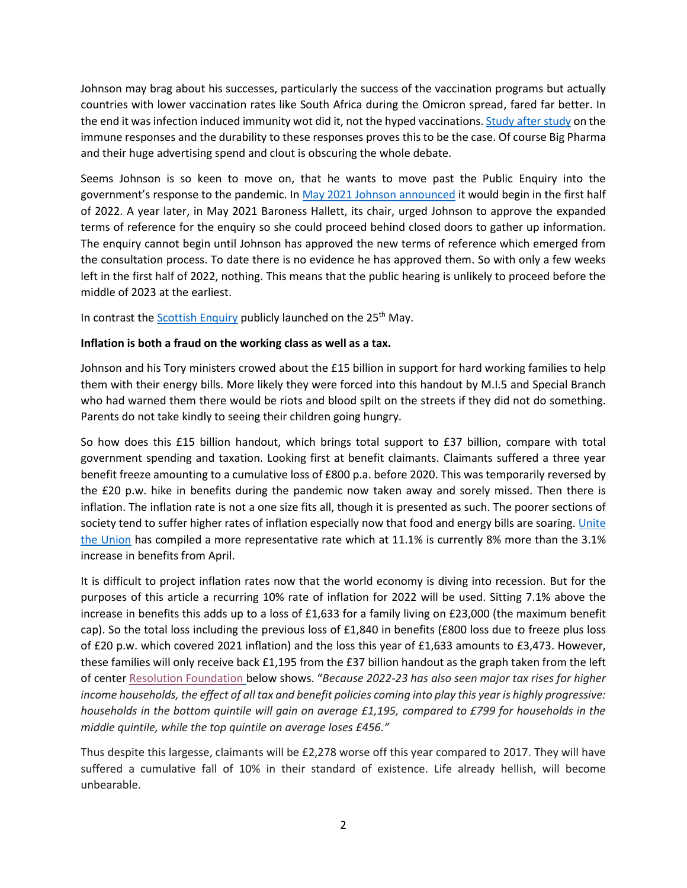Johnson may brag about his successes, particularly the success of the vaccination programs but actually countries with lower vaccination rates like South Africa during the Omicron spread, fared far better. In the end it was infection induced immunity wot did it, not the hyped vaccinations. [Study after study](#) on the immune responses and the durability to these responses proves this to be the case. Of course Big Pharma and their huge advertising spend and clout is obscuring the whole debate.

Seems Johnson is so keen to move on, that he wants to move past the Public Enquiry into the government's response to the pandemic. In [May 2021 Johnson announced](#) it would begin in the first half of 2022. A year later, in May 2021 Baroness Hallett, its chair, urged Johnson to approve the expanded terms of reference for the enquiry so she could proceed behind closed doors to gather up information. The enquiry cannot begin until Johnson has approved the new terms of reference which emerged from the consultation process. To date there is no evidence he has approved them. So with only a few weeks left in the first half of 2022, nothing. This means that the public hearing is unlikely to proceed before the middle of 2023 at the earliest.

In contrast the [Scottish Enquiry](#) publicly launched on the 25th May.

**Inflation is both a fraud on the working class as well as a tax.**

Johnson and his Tory ministers crowed about the £15 billion in support for hard working families to help them with their energy bills. More likely they were forced into this handout by M.I.5 and Special Branch who had warned them there would be riots and blood spilt on the streets if they did not do something. Parents do not take kindly to seeing their children going hungry.

So how does this £15 billion handout, which brings total support to £37 billion, compare with total government spending and taxation. Looking first at benefit claimants. Claimants suffered a three year benefit freeze amounting to a cumulative loss of £800 p.a. before 2020. This was temporarily reversed by the £20 p.w. hike in benefits during the pandemic now taken away and sorely missed. Then there is inflation. The inflation rate is not a one size fits all, though it is presented as such. The poorer sections of society tend to suffer higher rates of inflation especially now that food and energy bills are soaring. [Unite the Union](#) has compiled a more representative rate which at 11.1% is currently 8% more than the 3.1% increase in benefits from April.

It is difficult to project inflation rates now that the world economy is diving into recession. But for the purposes of this article a recurring 10% rate of inflation for 2022 will be used. Sitting 7.1% above the increase in benefits this adds up to a loss of £1,633 for a family living on £23,000 (the maximum benefit cap). So the total loss including the previous loss of £1,840 in benefits (£800 loss due to freeze plus loss of £20 p.w. which covered 2021 inflation) and the loss this year of £1,633 amounts to £3,473. However, these families will only receive back £1,195 from the £37 billion handout as the graph taken from the left of center [Resolution Foundation](#) below shows. "*Because 2022-23 has also seen major tax rises for higher income households, the effect of all tax and benefit policies coming into play this year is highly progressive: households in the bottom quintile will gain on average £1,195, compared to £799 for households in the middle quintile, while the top quintile on average loses £456.*"

Thus despite this largesse, claimants will be £2,278 worse off this year compared to 2017. They will have suffered a cumulative fall of 10% in their standard of existence. Life already hellish, will become unbearable.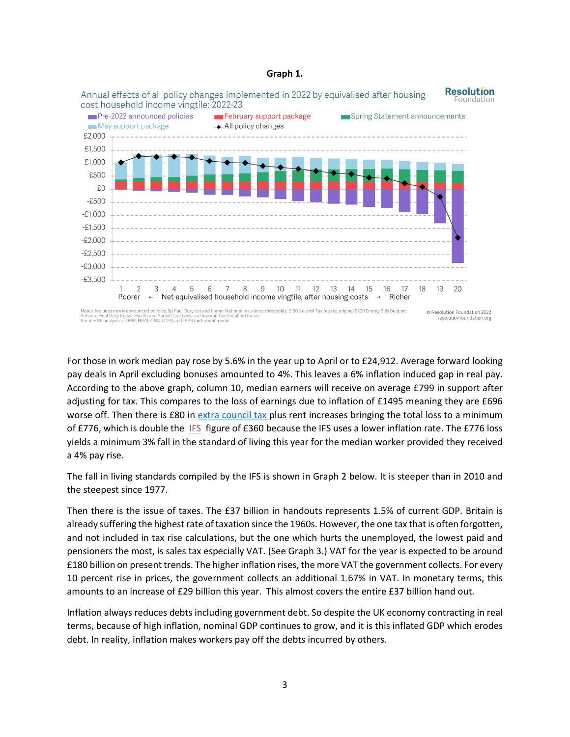**Graph 1.**

Annual effects of all policy changes implemented in 2022 by equivalised after housing cost household income vingtile: 2022-23

Notes: Includes newly announced policies, 5p Fuel Duty cut and higher National Insurance thresholds, £150 Council Tax rebate, original £200 Energy Bills Support Scheme, Fuel Duty freeze, Health and Social Care Levy, and Income Tax threshold freeze.
Source: RF analysis of DWP, HBAI; ONS, LCFS; and IPPR tax benefit model.

For those in work median pay rose by 5.6% in the year up to April or to £24,912. Average forward looking pay deals in April excluding bonuses amounted to 4%. This leaves a 6% inflation induced gap in real pay. According to the above graph, column 10, median earners will receive on average £799 in support after adjusting for tax. This compares to the loss of earnings due to inflation of £1495 meaning they are £696 worse off. Then there is £80 in extra council tax plus rent increases bringing the total loss to a minimum of £776, which is double the IFS figure of £360 because the IFS uses a lower inflation rate. The £776 loss yields a minimum 3% fall in the standard of living this year for the median worker provided they received a 4% pay rise.

The fall in living standards compiled by the IFS is shown in Graph 2 below. It is steeper than in 2010 and the steepest since 1977.

Then there is the issue of taxes. The £37 billion in handouts represents 1.5% of current GDP. Britain is already suffering the highest rate of taxation since the 1960s. However, the one tax that is often forgotten, and not included in tax rise calculations, but the one which hurts the unemployed, the lowest paid and pensioners the most, is sales tax especially VAT. (See Graph 3.) VAT for the year is expected to be around £180 billion on present trends. The higher inflation rises, the more VAT the government collects. For every 10 percent rise in prices, the government collects an additional 1.67% in VAT. In monetary terms, this amounts to an increase of £29 billion this year. This almost covers the entire £37 billion hand out.

Inflation always reduces debts including government debt. So despite the UK economy contracting in real terms, because of high inflation, nominal GDP continues to grow, and it is this inflated GDP which erodes debt. In reality, inflation makes workers pay off the debts incurred by others.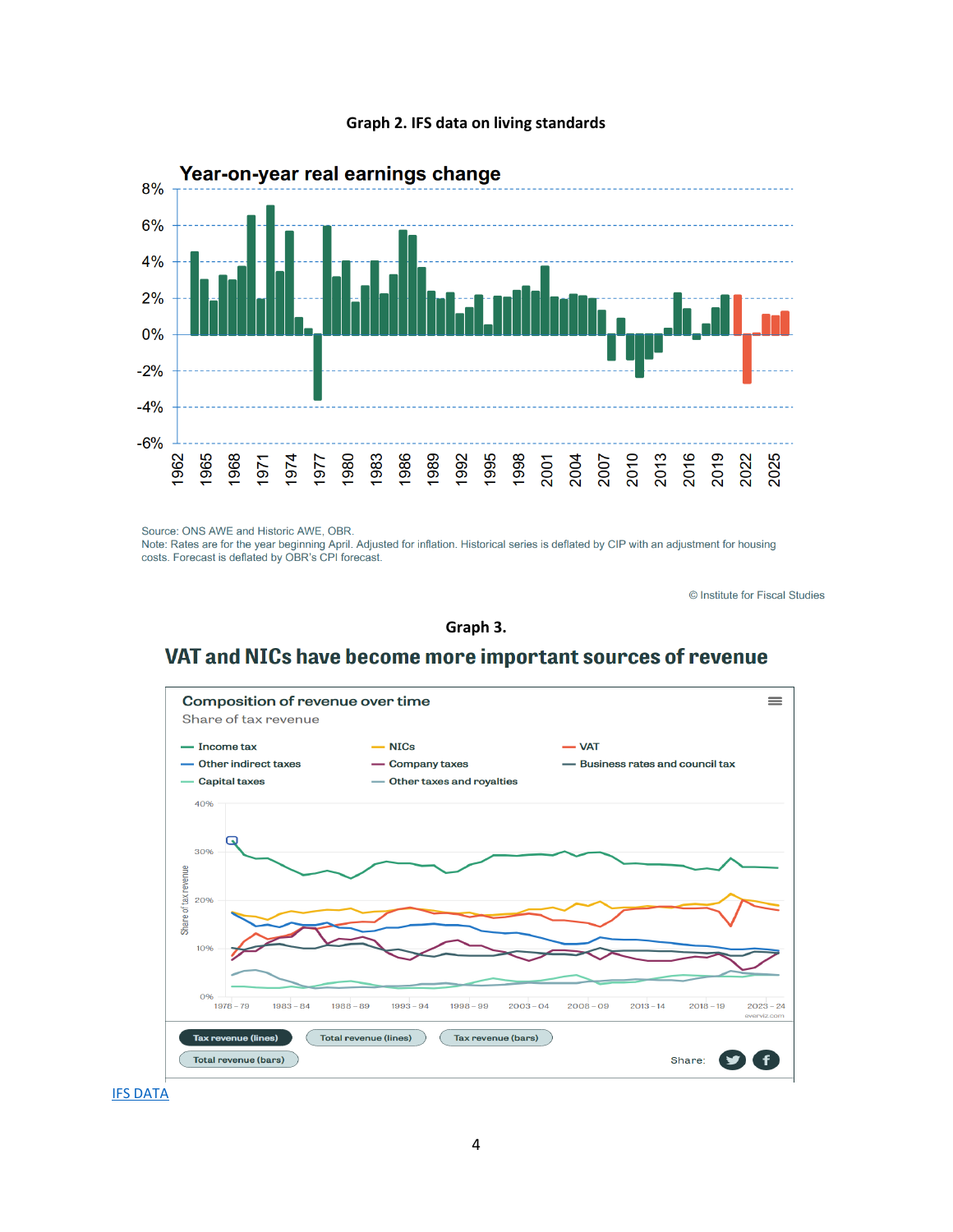**Graph 2. IFS data on living standards**

Year-on-year real earnings change

Source: ONS AWE and Historic AWE, OBR.
Note: Rates are for the year beginning April. Adjusted for inflation. Historical series is deflated by CIP with an adjustment for housing costs. Forecast is deflated by OBR's CPI forecast.

© Institute for Fiscal Studies

**Graph 3.**

## VAT and NICs have become more important sources of revenue

Composition of revenue over time

Share of tax revenue

[IFS DATA]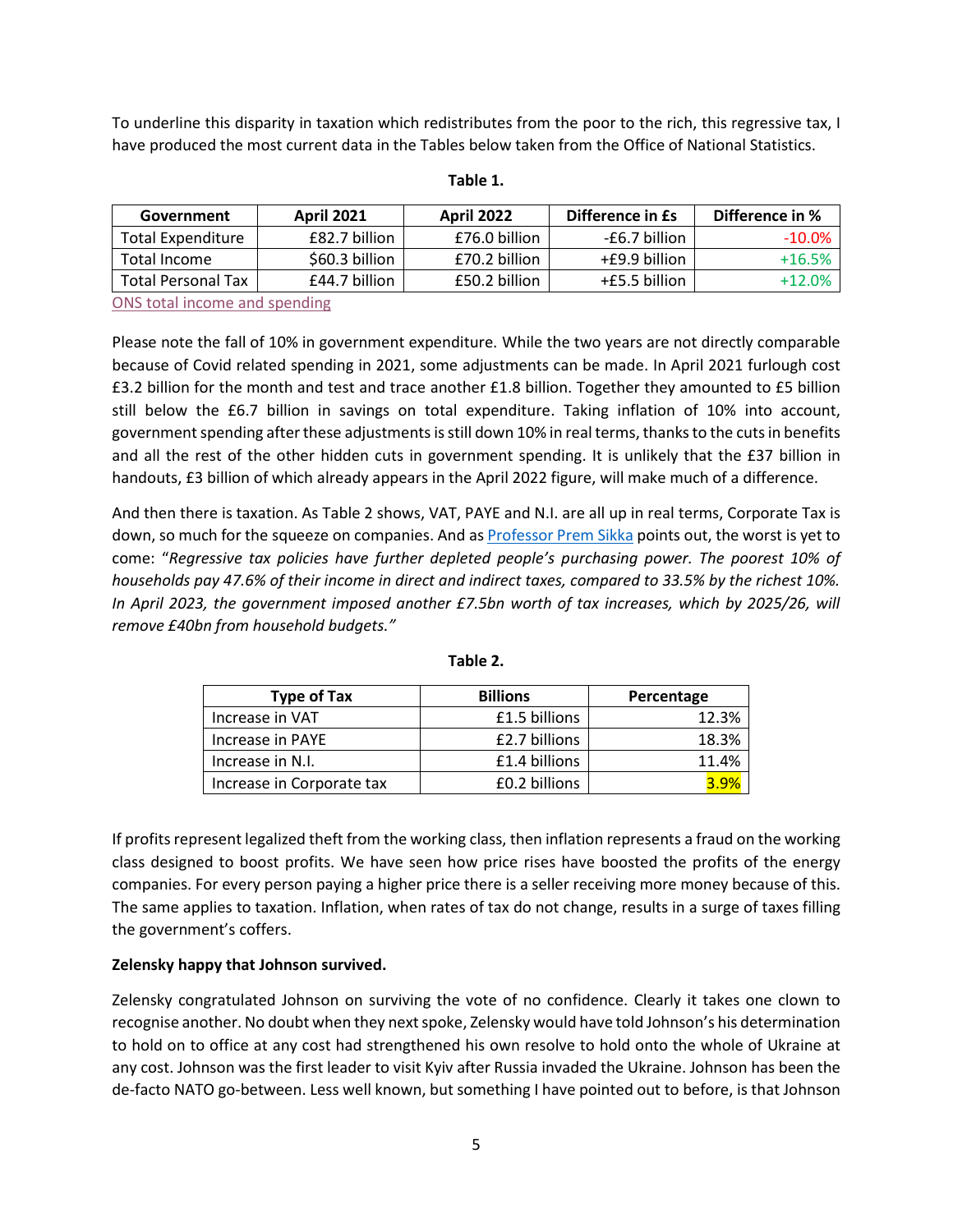To underline this disparity in taxation which redistributes from the poor to the rich, this regressive tax, I have produced the most current data in the Tables below taken from the Office of National Statistics.

**Table 1.**

| Government | April 2021 | April 2022 | Difference in £s | Difference in % |
|---|---|---|---|---|
| Total Expenditure | £82.7 billion | £76.0 billion | -£6.7 billion | -10.0% |
| Total Income | $60.3 billion | £70.2 billion | +£9.9 billion | +16.5% |
| Total Personal Tax | £44.7 billion | £50.2 billion | +£5.5 billion | +12.0% |

ONS total income and spending

Please note the fall of 10% in government expenditure. While the two years are not directly comparable because of Covid related spending in 2021, some adjustments can be made. In April 2021 furlough cost £3.2 billion for the month and test and trace another £1.8 billion. Together they amounted to £5 billion still below the £6.7 billion in savings on total expenditure. Taking inflation of 10% into account, government spending after these adjustments is still down 10% in real terms, thanks to the cuts in benefits and all the rest of the other hidden cuts in government spending. It is unlikely that the £37 billion in handouts, £3 billion of which already appears in the April 2022 figure, will make much of a difference.

And then there is taxation. As Table 2 shows, VAT, PAYE and N.I. are all up in real terms, Corporate Tax is down, so much for the squeeze on companies. And as Professor Prem Sikka points out, the worst is yet to come: "*Regressive tax policies have further depleted people's purchasing power. The poorest 10% of households pay 47.6% of their income in direct and indirect taxes, compared to 33.5% by the richest 10%. In April 2023, the government imposed another £7.5bn worth of tax increases, which by 2025/26, will remove £40bn from household budgets.*"

**Table 2.**

| Type of Tax | Billions | Percentage |
|---|---|---|
| Increase in VAT | £1.5 billions | 12.3% |
| Increase in PAYE | £2.7 billions | 18.3% |
| Increase in N.I. | £1.4 billions | 11.4% |
| Increase in Corporate tax | £0.2 billions | 3.9% |

If profits represent legalized theft from the working class, then inflation represents a fraud on the working class designed to boost profits. We have seen how price rises have boosted the profits of the energy companies. For every person paying a higher price there is a seller receiving more money because of this. The same applies to taxation. Inflation, when rates of tax do not change, results in a surge of taxes filling the government's coffers.

**Zelensky happy that Johnson survived.**

Zelensky congratulated Johnson on surviving the vote of no confidence. Clearly it takes one clown to recognise another. No doubt when they next spoke, Zelensky would have told Johnson's his determination to hold on to office at any cost had strengthened his own resolve to hold onto the whole of Ukraine at any cost. Johnson was the first leader to visit Kyiv after Russia invaded the Ukraine. Johnson has been the de-facto NATO go-between. Less well known, but something I have pointed out to before, is that Johnson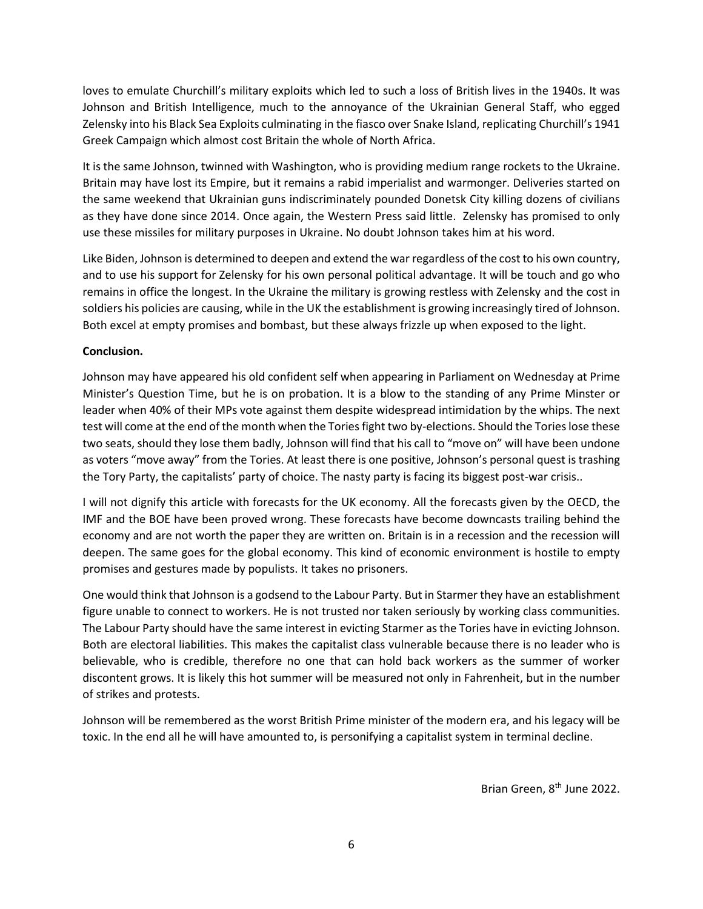loves to emulate Churchill's military exploits which led to such a loss of British lives in the 1940s. It was Johnson and British Intelligence, much to the annoyance of the Ukrainian General Staff, who egged Zelensky into his Black Sea Exploits culminating in the fiasco over Snake Island, replicating Churchill's 1941 Greek Campaign which almost cost Britain the whole of North Africa.

It is the same Johnson, twinned with Washington, who is providing medium range rockets to the Ukraine. Britain may have lost its Empire, but it remains a rabid imperialist and warmonger. Deliveries started on the same weekend that Ukrainian guns indiscriminately pounded Donetsk City killing dozens of civilians as they have done since 2014. Once again, the Western Press said little. Zelensky has promised to only use these missiles for military purposes in Ukraine. No doubt Johnson takes him at his word.

Like Biden, Johnson is determined to deepen and extend the war regardless of the cost to his own country, and to use his support for Zelensky for his own personal political advantage. It will be touch and go who remains in office the longest. In the Ukraine the military is growing restless with Zelensky and the cost in soldiers his policies are causing, while in the UK the establishment is growing increasingly tired of Johnson. Both excel at empty promises and bombast, but these always frizzle up when exposed to the light.

**Conclusion.**

Johnson may have appeared his old confident self when appearing in Parliament on Wednesday at Prime Minister's Question Time, but he is on probation. It is a blow to the standing of any Prime Minster or leader when 40% of their MPs vote against them despite widespread intimidation by the whips. The next test will come at the end of the month when the Tories fight two by-elections. Should the Tories lose these two seats, should they lose them badly, Johnson will find that his call to "move on" will have been undone as voters "move away" from the Tories. At least there is one positive, Johnson's personal quest is trashing the Tory Party, the capitalists' party of choice. The nasty party is facing its biggest post-war crisis..

I will not dignify this article with forecasts for the UK economy. All the forecasts given by the OECD, the IMF and the BOE have been proved wrong. These forecasts have become downcasts trailing behind the economy and are not worth the paper they are written on. Britain is in a recession and the recession will deepen. The same goes for the global economy. This kind of economic environment is hostile to empty promises and gestures made by populists. It takes no prisoners.

One would think that Johnson is a godsend to the Labour Party. But in Starmer they have an establishment figure unable to connect to workers. He is not trusted nor taken seriously by working class communities. The Labour Party should have the same interest in evicting Starmer as the Tories have in evicting Johnson. Both are electoral liabilities. This makes the capitalist class vulnerable because there is no leader who is believable, who is credible, therefore no one that can hold back workers as the summer of worker discontent grows. It is likely this hot summer will be measured not only in Fahrenheit, but in the number of strikes and protests.

Johnson will be remembered as the worst British Prime minister of the modern era, and his legacy will be toxic. In the end all he will have amounted to, is personifying a capitalist system in terminal decline.

Brian Green, 8th June 2022.